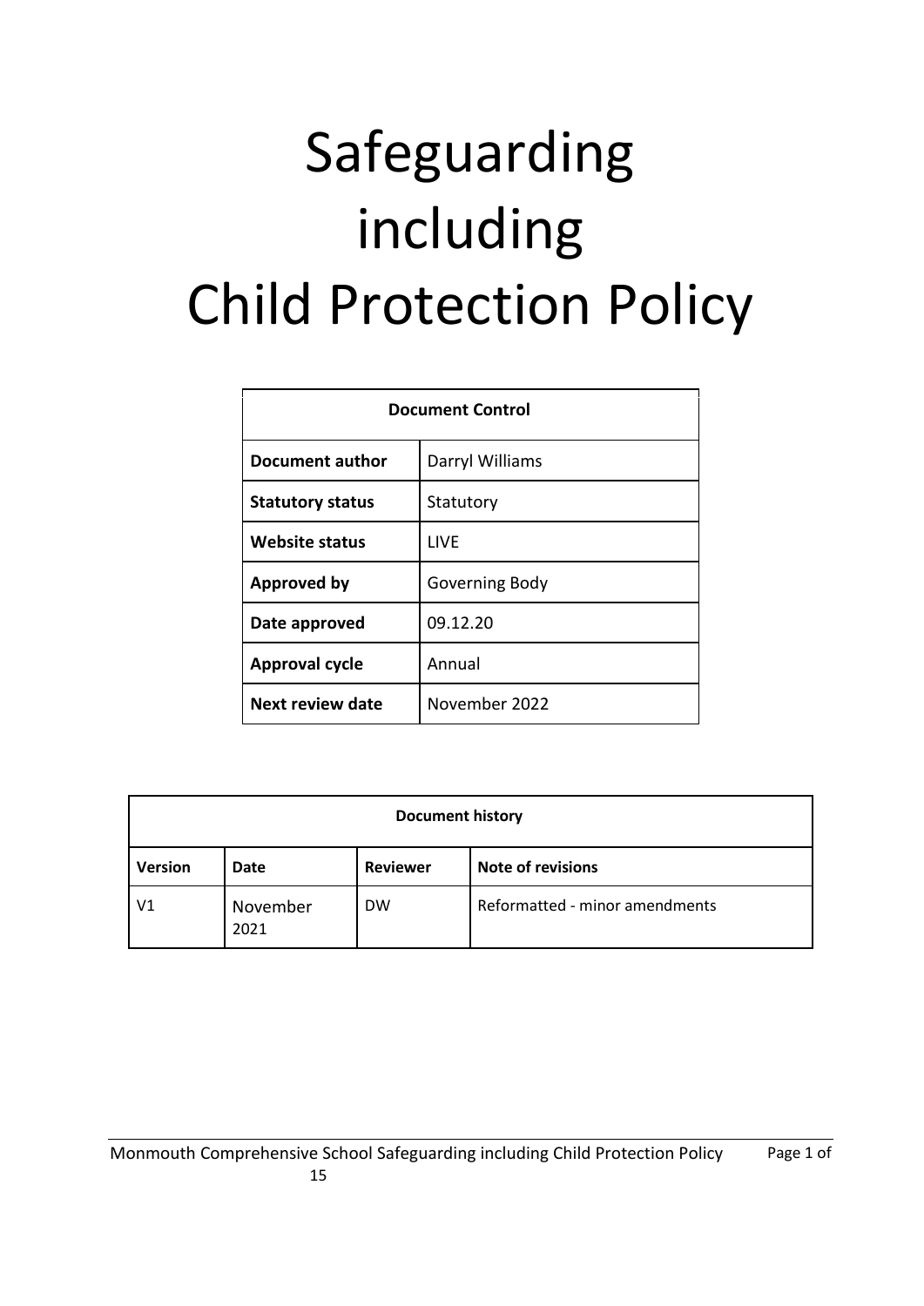# Safeguarding including Child Protection Policy

| Document Control | |
|---|---|
| **Document author** | Darryl Williams |
| **Statutory status** | Statutory |
| **Website status** | LIVE |
| **Approved by** | Governing Body |
| **Date approved** | 09.12.20 |
| **Approval cycle** | Annual |
| **Next review date** | November 2022 |

| Document history | | | |
|---|---|---|---|
| **Version** | **Date** | **Reviewer** | **Note of revisions** |
| V1 | November 2021 | DW | Reformatted - minor amendments |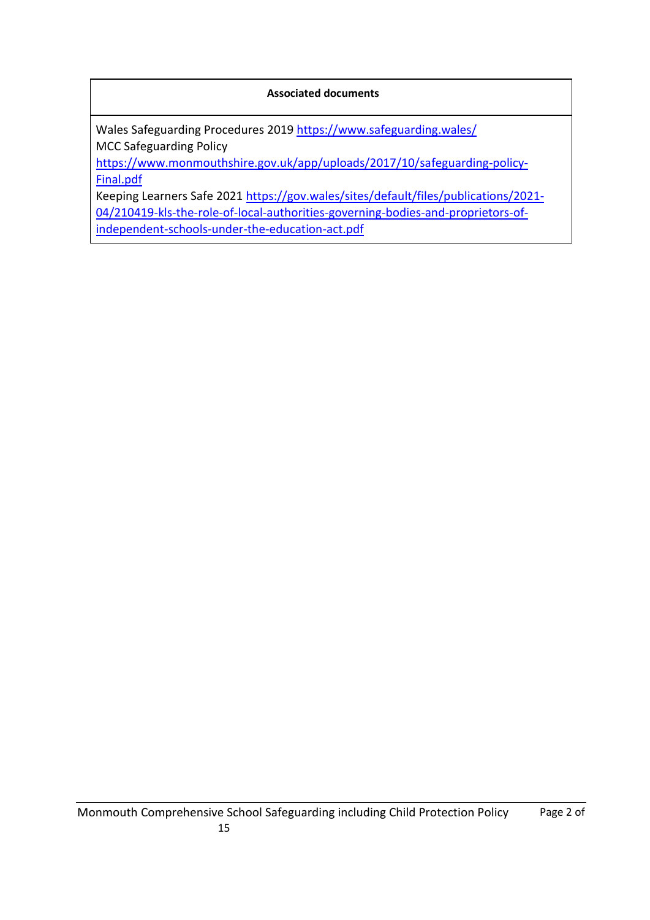| Associated documents |
| --- |
| Wales Safeguarding Procedures 2019 https://www.safeguarding.wales/<br>MCC Safeguarding Policy<br>https://www.monmouthshire.gov.uk/app/uploads/2017/10/safeguarding-policy-Final.pdf<br>Keeping Learners Safe 2021 https://gov.wales/sites/default/files/publications/2021-04/210419-kls-the-role-of-local-authorities-governing-bodies-and-proprietors-of-independent-schools-under-the-education-act.pdf |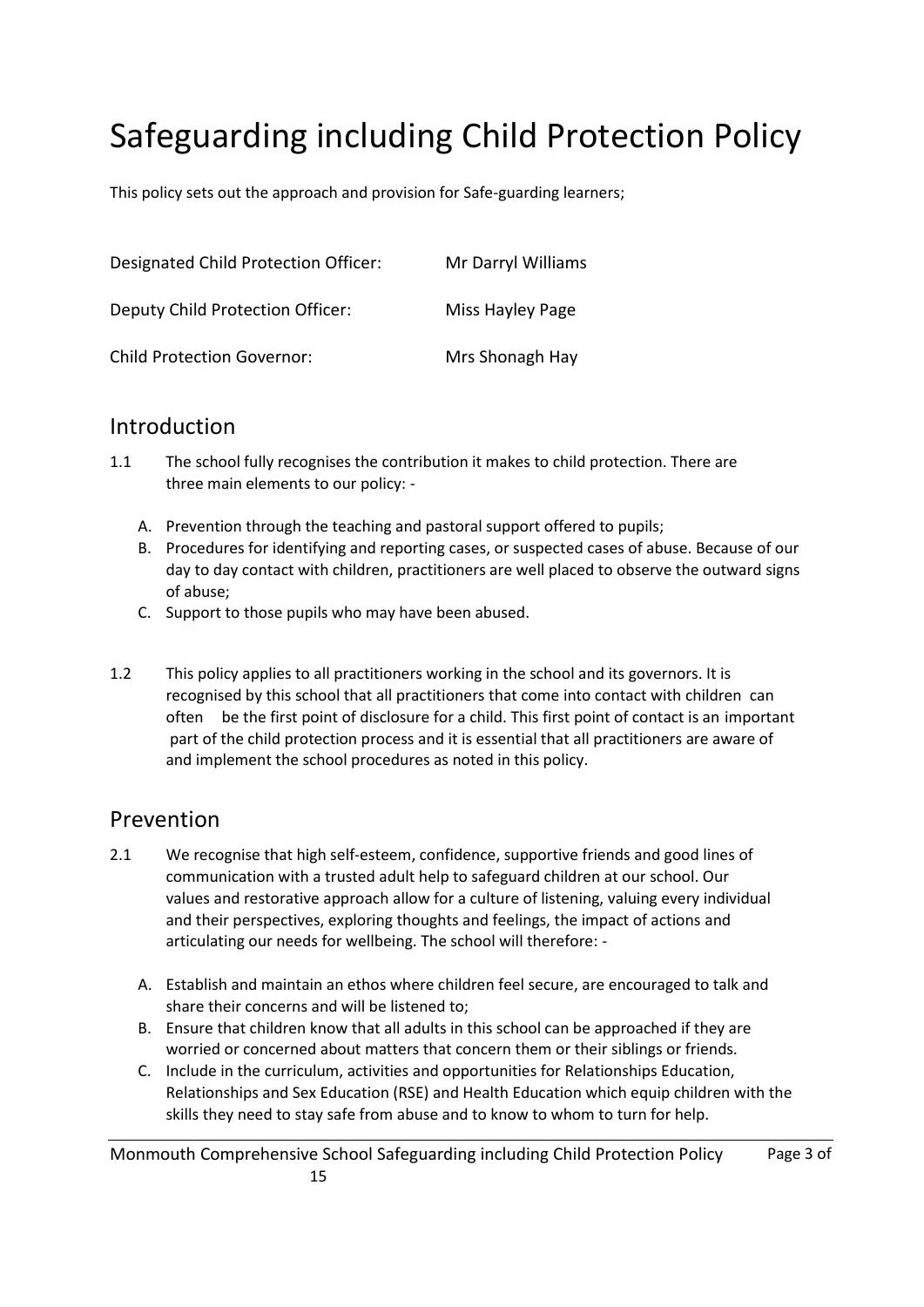# Safeguarding including Child Protection Policy

This policy sets out the approach and provision for Safe-guarding learners;

| | |
|---|---|
| Designated Child Protection Officer: | Mr Darryl Williams |
| Deputy Child Protection Officer: | Miss Hayley Page |
| Child Protection Governor: | Mrs Shonagh Hay |

## Introduction

1.1 The school fully recognises the contribution it makes to child protection. There are three main elements to our policy: -

A. Prevention through the teaching and pastoral support offered to pupils;
B. Procedures for identifying and reporting cases, or suspected cases of abuse. Because of our day to day contact with children, practitioners are well placed to observe the outward signs of abuse;
C. Support to those pupils who may have been abused.

1.2 This policy applies to all practitioners working in the school and its governors. It is recognised by this school that all practitioners that come into contact with children can often be the first point of disclosure for a child. This first point of contact is an important part of the child protection process and it is essential that all practitioners are aware of and implement the school procedures as noted in this policy.

## Prevention

2.1 We recognise that high self-esteem, confidence, supportive friends and good lines of communication with a trusted adult help to safeguard children at our school. Our values and restorative approach allow for a culture of listening, valuing every individual and their perspectives, exploring thoughts and feelings, the impact of actions and articulating our needs for wellbeing. The school will therefore: -

A. Establish and maintain an ethos where children feel secure, are encouraged to talk and share their concerns and will be listened to;
B. Ensure that children know that all adults in this school can be approached if they are worried or concerned about matters that concern them or their siblings or friends.
C. Include in the curriculum, activities and opportunities for Relationships Education, Relationships and Sex Education (RSE) and Health Education which equip children with the skills they need to stay safe from abuse and to know to whom to turn for help.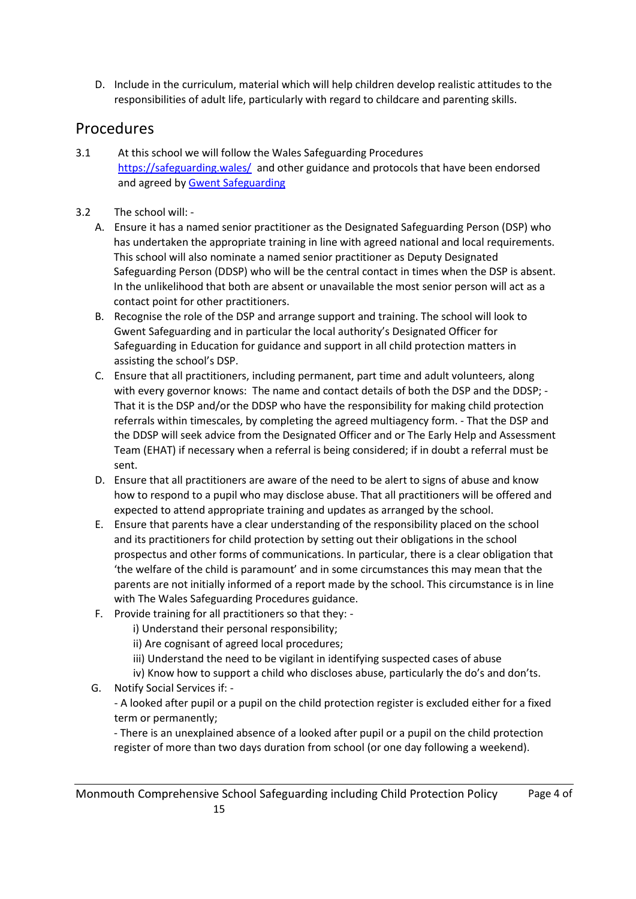D. Include in the curriculum, material which will help children develop realistic attitudes to the responsibilities of adult life, particularly with regard to childcare and parenting skills.

## Procedures

3.1 At this school we will follow the Wales Safeguarding Procedures [https://safeguarding.wales/](https://safeguarding.wales/) and other guidance and protocols that have been endorsed and agreed by [Gwent Safeguarding](#)

3.2 The school will: -

A. Ensure it has a named senior practitioner as the Designated Safeguarding Person (DSP) who has undertaken the appropriate training in line with agreed national and local requirements. This school will also nominate a named senior practitioner as Deputy Designated Safeguarding Person (DDSP) who will be the central contact in times when the DSP is absent. In the unlikelihood that both are absent or unavailable the most senior person will act as a contact point for other practitioners.

B. Recognise the role of the DSP and arrange support and training. The school will look to Gwent Safeguarding and in particular the local authority's Designated Officer for Safeguarding in Education for guidance and support in all child protection matters in assisting the school's DSP.

C. Ensure that all practitioners, including permanent, part time and adult volunteers, along with every governor knows: The name and contact details of both the DSP and the DDSP; - That it is the DSP and/or the DDSP who have the responsibility for making child protection referrals within timescales, by completing the agreed multiagency form. - That the DSP and the DDSP will seek advice from the Designated Officer and or The Early Help and Assessment Team (EHAT) if necessary when a referral is being considered; if in doubt a referral must be sent.

D. Ensure that all practitioners are aware of the need to be alert to signs of abuse and know how to respond to a pupil who may disclose abuse. That all practitioners will be offered and expected to attend appropriate training and updates as arranged by the school.

E. Ensure that parents have a clear understanding of the responsibility placed on the school and its practitioners for child protection by setting out their obligations in the school prospectus and other forms of communications. In particular, there is a clear obligation that 'the welfare of the child is paramount' and in some circumstances this may mean that the parents are not initially informed of a report made by the school. This circumstance is in line with The Wales Safeguarding Procedures guidance.

F. Provide training for all practitioners so that they: -

   i) Understand their personal responsibility;
   ii) Are cognisant of agreed local procedures;
   iii) Understand the need to be vigilant in identifying suspected cases of abuse
   iv) Know how to support a child who discloses abuse, particularly the do's and don'ts.

G. Notify Social Services if: -

   - A looked after pupil or a pupil on the child protection register is excluded either for a fixed term or permanently;
   - There is an unexplained absence of a looked after pupil or a pupil on the child protection register of more than two days duration from school (or one day following a weekend).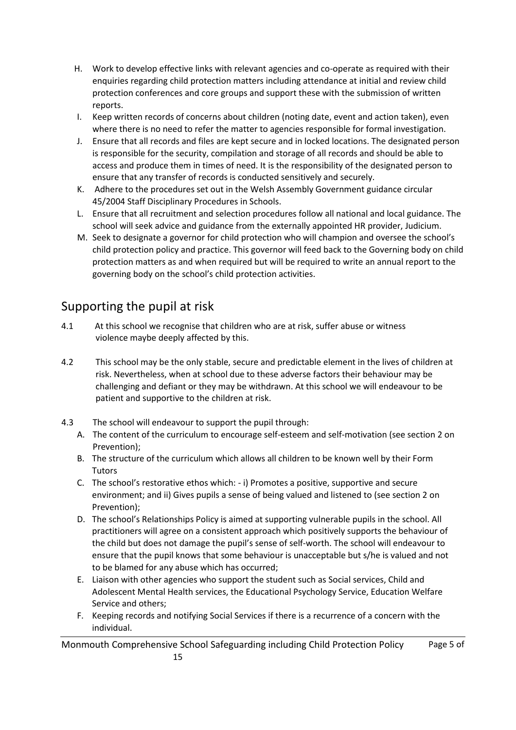H. Work to develop effective links with relevant agencies and co-operate as required with their enquiries regarding child protection matters including attendance at initial and review child protection conferences and core groups and support these with the submission of written reports.

I. Keep written records of concerns about children (noting date, event and action taken), even where there is no need to refer the matter to agencies responsible for formal investigation.

J. Ensure that all records and files are kept secure and in locked locations. The designated person is responsible for the security, compilation and storage of all records and should be able to access and produce them in times of need. It is the responsibility of the designated person to ensure that any transfer of records is conducted sensitively and securely.

K. Adhere to the procedures set out in the Welsh Assembly Government guidance circular 45/2004 Staff Disciplinary Procedures in Schools.

L. Ensure that all recruitment and selection procedures follow all national and local guidance. The school will seek advice and guidance from the externally appointed HR provider, Judicium.

M. Seek to designate a governor for child protection who will champion and oversee the school's child protection policy and practice. This governor will feed back to the Governing body on child protection matters as and when required but will be required to write an annual report to the governing body on the school's child protection activities.

## Supporting the pupil at risk

4.1 At this school we recognise that children who are at risk, suffer abuse or witness violence maybe deeply affected by this.

4.2 This school may be the only stable, secure and predictable element in the lives of children at risk. Nevertheless, when at school due to these adverse factors their behaviour may be challenging and defiant or they may be withdrawn. At this school we will endeavour to be patient and supportive to the children at risk.

4.3 The school will endeavour to support the pupil through:

A. The content of the curriculum to encourage self-esteem and self-motivation (see section 2 on Prevention);

B. The structure of the curriculum which allows all children to be known well by their Form Tutors

C. The school's restorative ethos which: - i) Promotes a positive, supportive and secure environment; and ii) Gives pupils a sense of being valued and listened to (see section 2 on Prevention);

D. The school's Relationships Policy is aimed at supporting vulnerable pupils in the school. All practitioners will agree on a consistent approach which positively supports the behaviour of the child but does not damage the pupil's sense of self-worth. The school will endeavour to ensure that the pupil knows that some behaviour is unacceptable but s/he is valued and not to be blamed for any abuse which has occurred;

E. Liaison with other agencies who support the student such as Social services, Child and Adolescent Mental Health services, the Educational Psychology Service, Education Welfare Service and others;

F. Keeping records and notifying Social Services if there is a recurrence of a concern with the individual.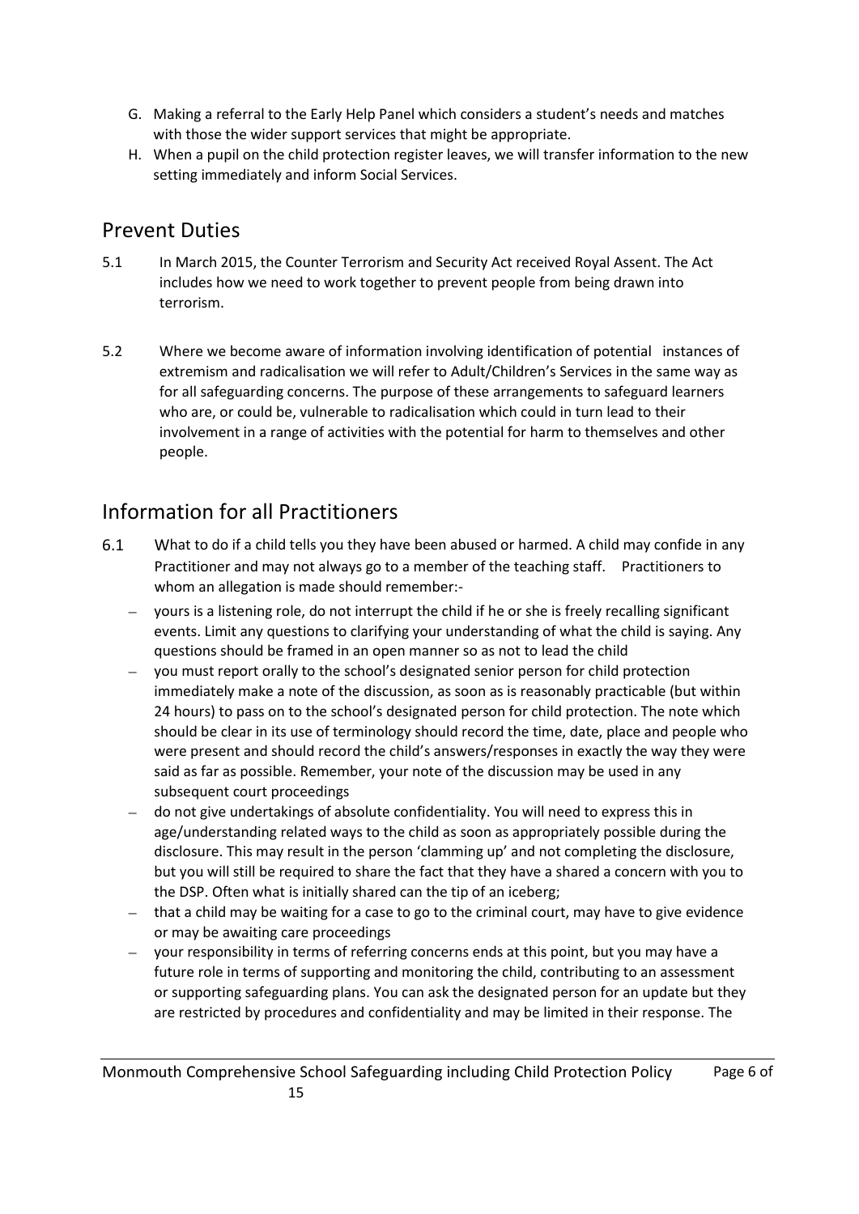G. Making a referral to the Early Help Panel which considers a student's needs and matches with those the wider support services that might be appropriate.
H. When a pupil on the child protection register leaves, we will transfer information to the new setting immediately and inform Social Services.

## Prevent Duties

5.1 In March 2015, the Counter Terrorism and Security Act received Royal Assent. The Act includes how we need to work together to prevent people from being drawn into terrorism.

5.2 Where we become aware of information involving identification of potential instances of extremism and radicalisation we will refer to Adult/Children's Services in the same way as for all safeguarding concerns. The purpose of these arrangements to safeguard learners who are, or could be, vulnerable to radicalisation which could in turn lead to their involvement in a range of activities with the potential for harm to themselves and other people.

## Information for all Practitioners

6.1 What to do if a child tells you they have been abused or harmed. A child may confide in any Practitioner and may not always go to a member of the teaching staff. Practitioners to whom an allegation is made should remember:-

- yours is a listening role, do not interrupt the child if he or she is freely recalling significant events. Limit any questions to clarifying your understanding of what the child is saying. Any questions should be framed in an open manner so as not to lead the child
- you must report orally to the school's designated senior person for child protection immediately make a note of the discussion, as soon as is reasonably practicable (but within 24 hours) to pass on to the school's designated person for child protection. The note which should be clear in its use of terminology should record the time, date, place and people who were present and should record the child's answers/responses in exactly the way they were said as far as possible. Remember, your note of the discussion may be used in any subsequent court proceedings
- do not give undertakings of absolute confidentiality. You will need to express this in age/understanding related ways to the child as soon as appropriately possible during the disclosure. This may result in the person 'clamming up' and not completing the disclosure, but you will still be required to share the fact that they have a shared a concern with you to the DSP. Often what is initially shared can the tip of an iceberg;
- that a child may be waiting for a case to go to the criminal court, may have to give evidence or may be awaiting care proceedings
- your responsibility in terms of referring concerns ends at this point, but you may have a future role in terms of supporting and monitoring the child, contributing to an assessment or supporting safeguarding plans. You can ask the designated person for an update but they are restricted by procedures and confidentiality and may be limited in their response. The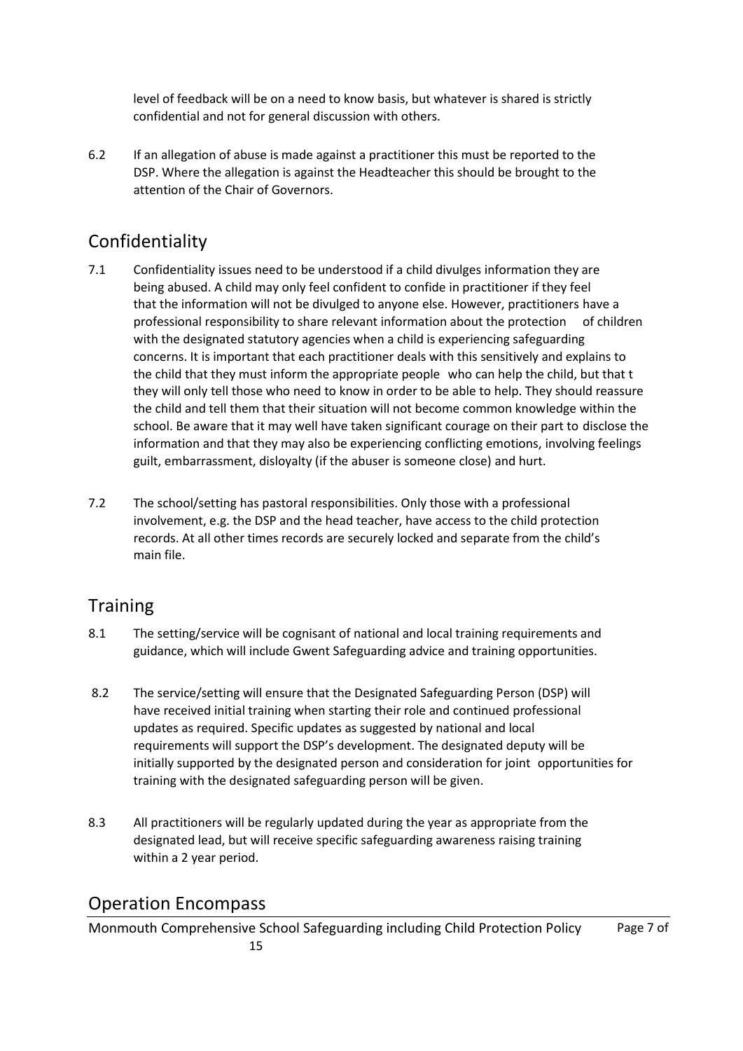level of feedback will be on a need to know basis, but whatever is shared is strictly confidential and not for general discussion with others.

6.2 If an allegation of abuse is made against a practitioner this must be reported to the DSP. Where the allegation is against the Headteacher this should be brought to the attention of the Chair of Governors.

## Confidentiality

7.1 Confidentiality issues need to be understood if a child divulges information they are being abused. A child may only feel confident to confide in practitioner if they feel that the information will not be divulged to anyone else. However, practitioners have a professional responsibility to share relevant information about the protection of children with the designated statutory agencies when a child is experiencing safeguarding concerns. It is important that each practitioner deals with this sensitively and explains to the child that they must inform the appropriate people who can help the child, but that t they will only tell those who need to know in order to be able to help. They should reassure the child and tell them that their situation will not become common knowledge within the school. Be aware that it may well have taken significant courage on their part to disclose the information and that they may also be experiencing conflicting emotions, involving feelings guilt, embarrassment, disloyalty (if the abuser is someone close) and hurt.

7.2 The school/setting has pastoral responsibilities. Only those with a professional involvement, e.g. the DSP and the head teacher, have access to the child protection records. At all other times records are securely locked and separate from the child's main file.

## Training

8.1 The setting/service will be cognisant of national and local training requirements and guidance, which will include Gwent Safeguarding advice and training opportunities.

8.2 The service/setting will ensure that the Designated Safeguarding Person (DSP) will have received initial training when starting their role and continued professional updates as required. Specific updates as suggested by national and local requirements will support the DSP's development. The designated deputy will be initially supported by the designated person and consideration for joint opportunities for training with the designated safeguarding person will be given.

8.3 All practitioners will be regularly updated during the year as appropriate from the designated lead, but will receive specific safeguarding awareness raising training within a 2 year period.

## Operation Encompass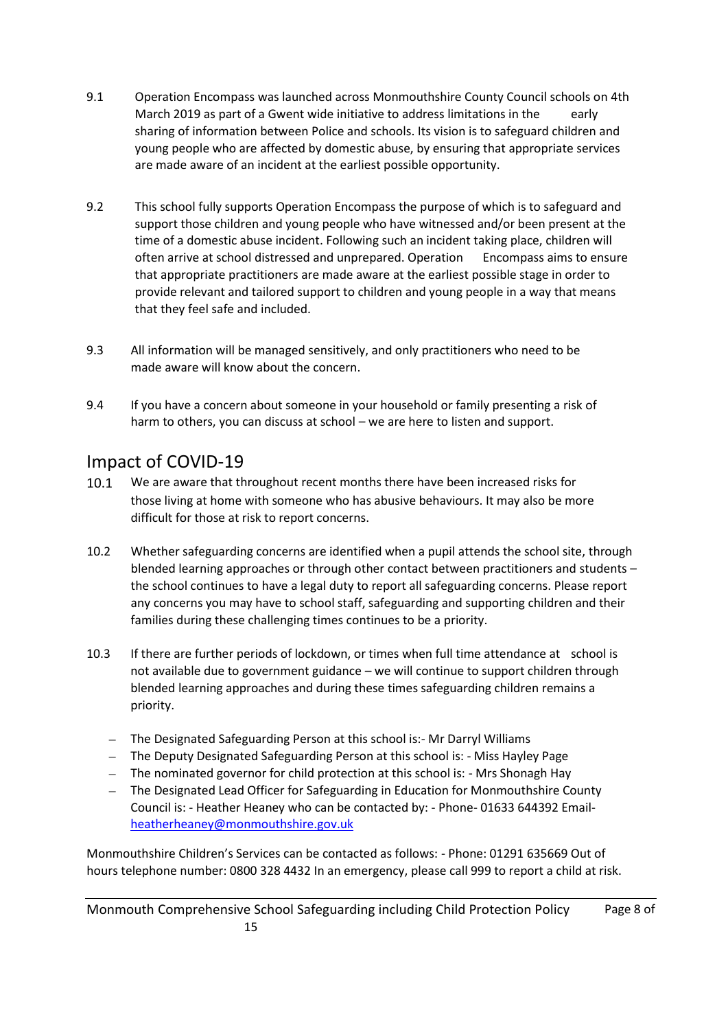9.1 Operation Encompass was launched across Monmouthshire County Council schools on 4th March 2019 as part of a Gwent wide initiative to address limitations in the early sharing of information between Police and schools. Its vision is to safeguard children and young people who are affected by domestic abuse, by ensuring that appropriate services are made aware of an incident at the earliest possible opportunity.

9.2 This school fully supports Operation Encompass the purpose of which is to safeguard and support those children and young people who have witnessed and/or been present at the time of a domestic abuse incident. Following such an incident taking place, children will often arrive at school distressed and unprepared. Operation Encompass aims to ensure that appropriate practitioners are made aware at the earliest possible stage in order to provide relevant and tailored support to children and young people in a way that means that they feel safe and included.

9.3 All information will be managed sensitively, and only practitioners who need to be made aware will know about the concern.

9.4 If you have a concern about someone in your household or family presenting a risk of harm to others, you can discuss at school – we are here to listen and support.

## Impact of COVID-19

10.1 We are aware that throughout recent months there have been increased risks for those living at home with someone who has abusive behaviours. It may also be more difficult for those at risk to report concerns.

10.2 Whether safeguarding concerns are identified when a pupil attends the school site, through blended learning approaches or through other contact between practitioners and students – the school continues to have a legal duty to report all safeguarding concerns. Please report any concerns you may have to school staff, safeguarding and supporting children and their families during these challenging times continues to be a priority.

10.3 If there are further periods of lockdown, or times when full time attendance at school is not available due to government guidance – we will continue to support children through blended learning approaches and during these times safeguarding children remains a priority.

- The Designated Safeguarding Person at this school is:- Mr Darryl Williams
- The Deputy Designated Safeguarding Person at this school is: - Miss Hayley Page
- The nominated governor for child protection at this school is: - Mrs Shonagh Hay
- The Designated Lead Officer for Safeguarding in Education for Monmouthshire County Council is: - Heather Heaney who can be contacted by: - Phone- 01633 644392 Email- heatherheaney@monmouthshire.gov.uk

Monmouthshire Children's Services can be contacted as follows: - Phone: 01291 635669 Out of hours telephone number: 0800 328 4432 In an emergency, please call 999 to report a child at risk.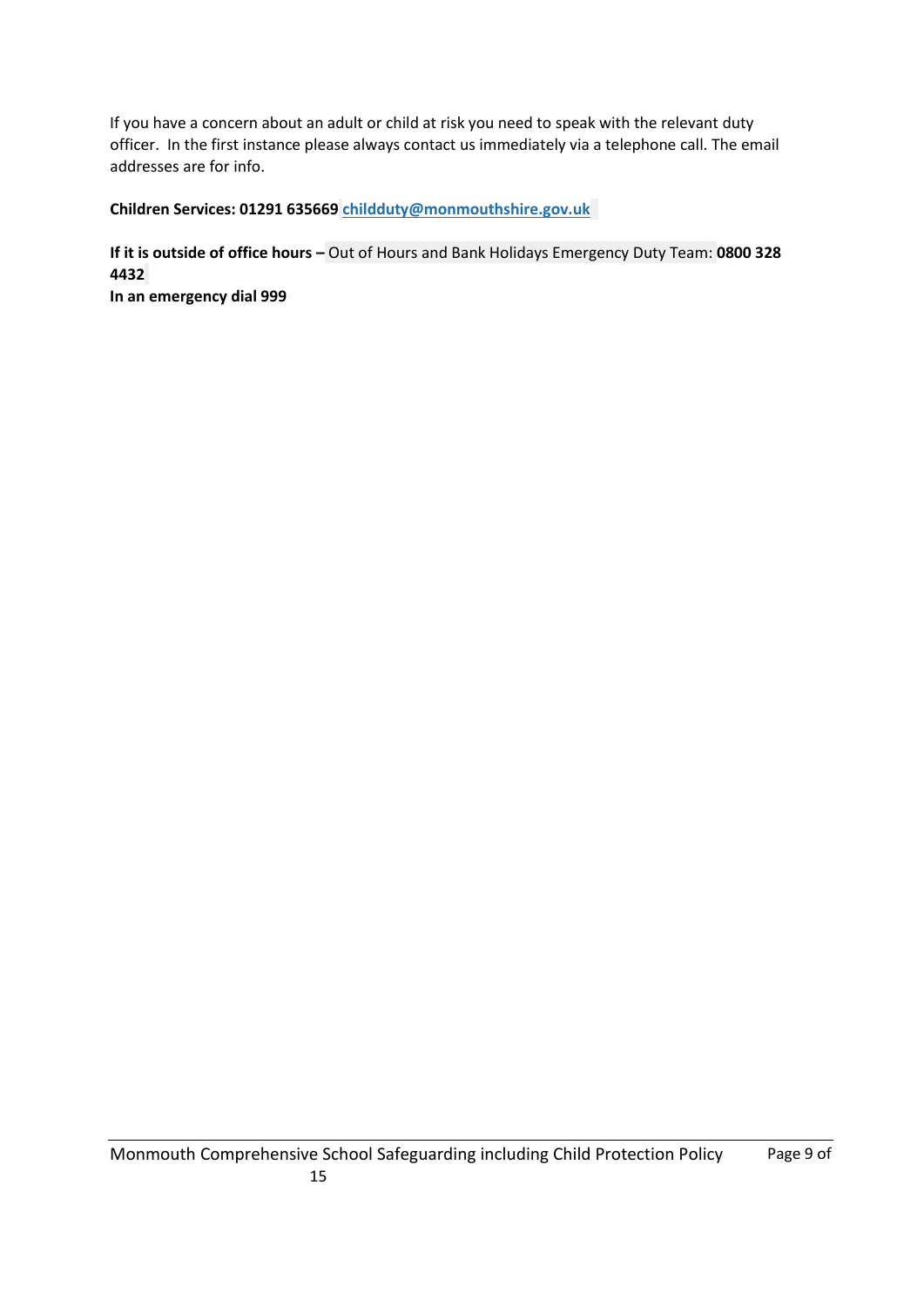If you have a concern about an adult or child at risk you need to speak with the relevant duty officer. In the first instance please always contact us immediately via a telephone call. The email addresses are for info.

**Children Services: 01291 635669** **childduty@monmouthshire.gov.uk**

**If it is outside of office hours –** Out of Hours and Bank Holidays Emergency Duty Team: **0800 328 4432**

**In an emergency dial 999**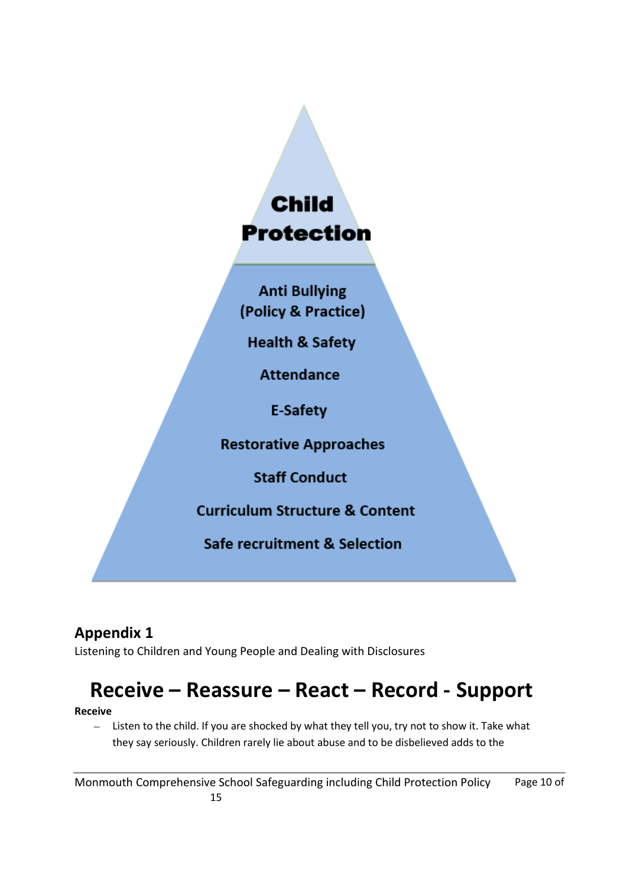Child Protection

Anti Bullying (Policy & Practice)

Health & Safety

Attendance

E-Safety

Restorative Approaches

Staff Conduct

Curriculum Structure & Content

Safe recruitment & Selection

## Appendix 1

Listening to Children and Young People and Dealing with Disclosures

# Receive – Reassure – React – Record - Support

**Receive**

- Listen to the child. If you are shocked by what they tell you, try not to show it. Take what they say seriously. Children rarely lie about abuse and to be disbelieved adds to the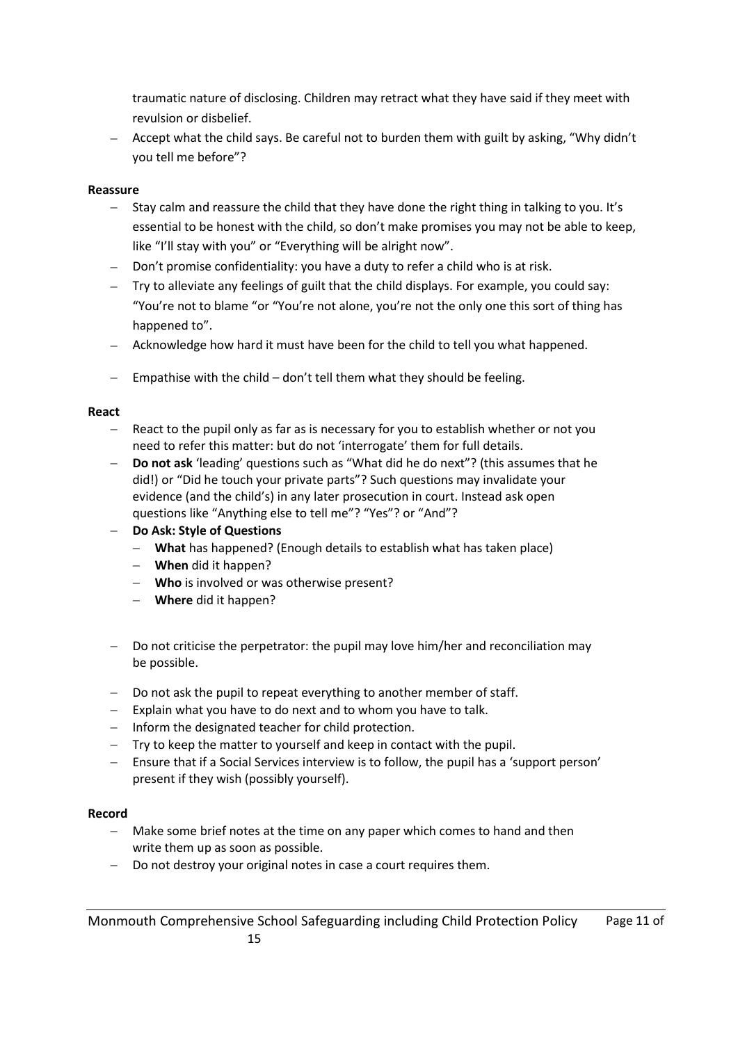traumatic nature of disclosing. Children may retract what they have said if they meet with revulsion or disbelief.

- Accept what the child says. Be careful not to burden them with guilt by asking, "Why didn't you tell me before"?

**Reassure**

- Stay calm and reassure the child that they have done the right thing in talking to you. It's essential to be honest with the child, so don't make promises you may not be able to keep, like "I'll stay with you" or "Everything will be alright now".
- Don't promise confidentiality: you have a duty to refer a child who is at risk.
- Try to alleviate any feelings of guilt that the child displays. For example, you could say: "You're not to blame "or "You're not alone, you're not the only one this sort of thing has happened to".
- Acknowledge how hard it must have been for the child to tell you what happened.
- Empathise with the child – don't tell them what they should be feeling.

**React**

- React to the pupil only as far as is necessary for you to establish whether or not you need to refer this matter: but do not 'interrogate' them for full details.
- **Do not ask** 'leading' questions such as "What did he do next"? (this assumes that he did!) or "Did he touch your private parts"? Such questions may invalidate your evidence (and the child's) in any later prosecution in court. Instead ask open questions like "Anything else to tell me"? "Yes"? or "And"?
- **Do Ask: Style of Questions**
  - **What** has happened? (Enough details to establish what has taken place)
  - **When** did it happen?
  - **Who** is involved or was otherwise present?
  - **Where** did it happen?
- Do not criticise the perpetrator: the pupil may love him/her and reconciliation may be possible.
- Do not ask the pupil to repeat everything to another member of staff.
- Explain what you have to do next and to whom you have to talk.
- Inform the designated teacher for child protection.
- Try to keep the matter to yourself and keep in contact with the pupil.
- Ensure that if a Social Services interview is to follow, the pupil has a 'support person' present if they wish (possibly yourself).

**Record**

- Make some brief notes at the time on any paper which comes to hand and then write them up as soon as possible.
- Do not destroy your original notes in case a court requires them.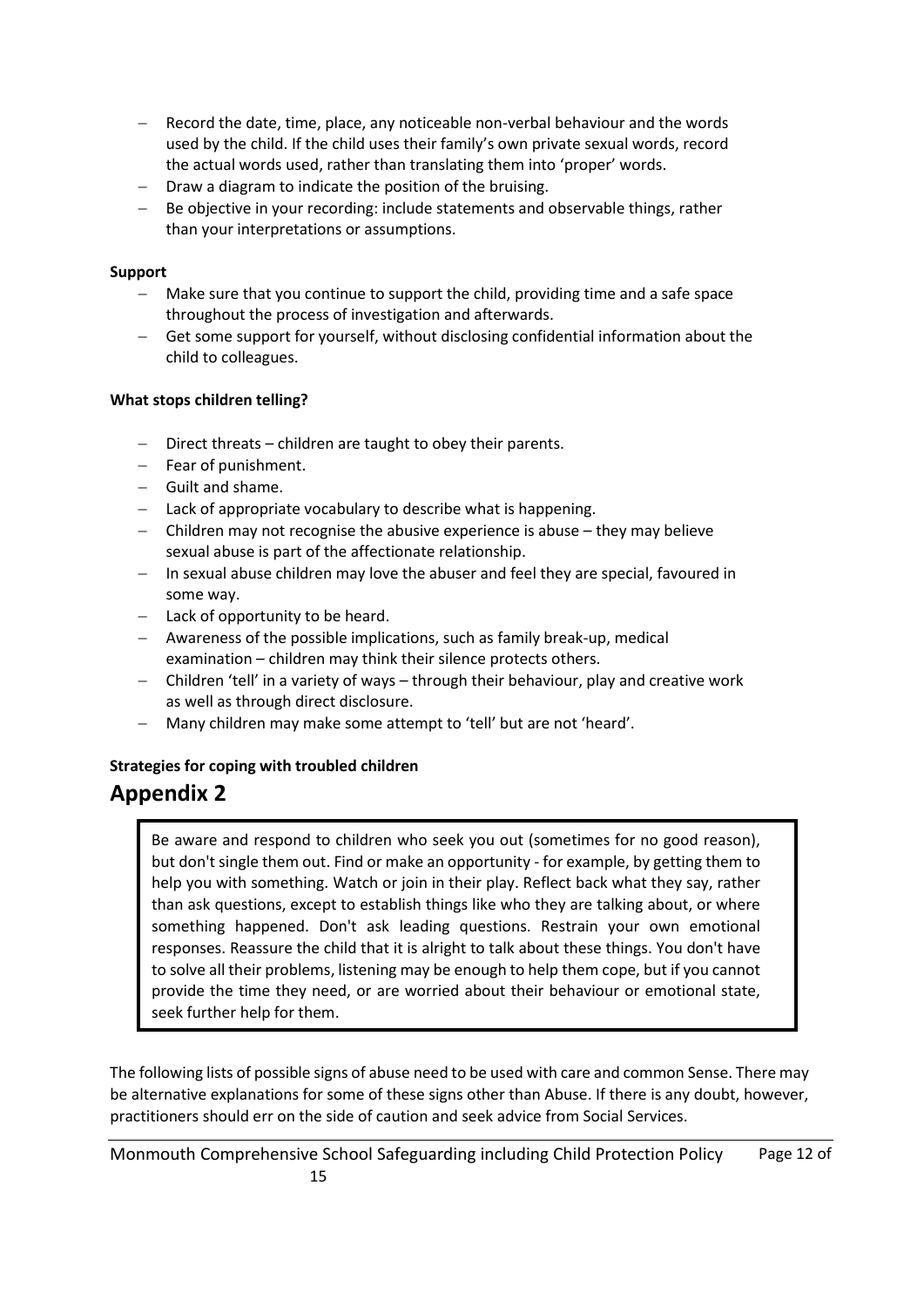- Record the date, time, place, any noticeable non-verbal behaviour and the words used by the child. If the child uses their family's own private sexual words, record the actual words used, rather than translating them into 'proper' words.
- Draw a diagram to indicate the position of the bruising.
- Be objective in your recording: include statements and observable things, rather than your interpretations or assumptions.

**Support**

- Make sure that you continue to support the child, providing time and a safe space throughout the process of investigation and afterwards.
- Get some support for yourself, without disclosing confidential information about the child to colleagues.

**What stops children telling?**

- Direct threats – children are taught to obey their parents.
- Fear of punishment.
- Guilt and shame.
- Lack of appropriate vocabulary to describe what is happening.
- Children may not recognise the abusive experience is abuse – they may believe sexual abuse is part of the affectionate relationship.
- In sexual abuse children may love the abuser and feel they are special, favoured in some way.
- Lack of opportunity to be heard.
- Awareness of the possible implications, such as family break-up, medical examination – children may think their silence protects others.
- Children 'tell' in a variety of ways – through their behaviour, play and creative work as well as through direct disclosure.
- Many children may make some attempt to 'tell' but are not 'heard'.

**Strategies for coping with troubled children**

## Appendix 2

Be aware and respond to children who seek you out (sometimes for no good reason), but don't single them out. Find or make an opportunity - for example, by getting them to help you with something. Watch or join in their play. Reflect back what they say, rather than ask questions, except to establish things like who they are talking about, or where something happened. Don't ask leading questions. Restrain your own emotional responses. Reassure the child that it is alright to talk about these things. You don't have to solve all their problems, listening may be enough to help them cope, but if you cannot provide the time they need, or are worried about their behaviour or emotional state, seek further help for them.

The following lists of possible signs of abuse need to be used with care and common Sense. There may be alternative explanations for some of these signs other than Abuse. If there is any doubt, however, practitioners should err on the side of caution and seek advice from Social Services.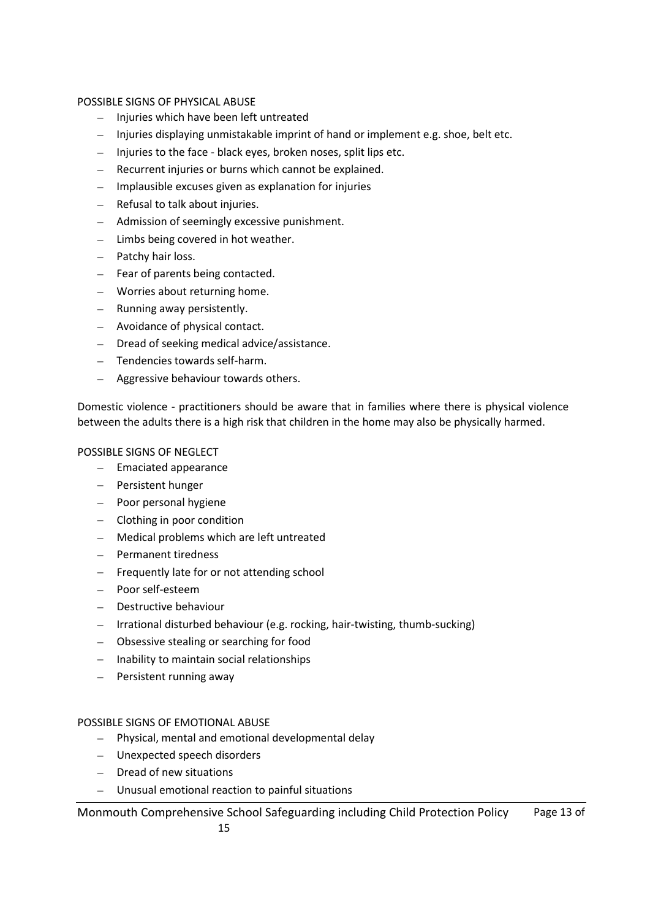POSSIBLE SIGNS OF PHYSICAL ABUSE

- Injuries which have been left untreated
- Injuries displaying unmistakable imprint of hand or implement e.g. shoe, belt etc.
- Injuries to the face - black eyes, broken noses, split lips etc.
- Recurrent injuries or burns which cannot be explained.
- Implausible excuses given as explanation for injuries
- Refusal to talk about injuries.
- Admission of seemingly excessive punishment.
- Limbs being covered in hot weather.
- Patchy hair loss.
- Fear of parents being contacted.
- Worries about returning home.
- Running away persistently.
- Avoidance of physical contact.
- Dread of seeking medical advice/assistance.
- Tendencies towards self-harm.
- Aggressive behaviour towards others.

Domestic violence - practitioners should be aware that in families where there is physical violence between the adults there is a high risk that children in the home may also be physically harmed.

POSSIBLE SIGNS OF NEGLECT

- Emaciated appearance
- Persistent hunger
- Poor personal hygiene
- Clothing in poor condition
- Medical problems which are left untreated
- Permanent tiredness
- Frequently late for or not attending school
- Poor self-esteem
- Destructive behaviour
- Irrational disturbed behaviour (e.g. rocking, hair-twisting, thumb-sucking)
- Obsessive stealing or searching for food
- Inability to maintain social relationships
- Persistent running away

POSSIBLE SIGNS OF EMOTIONAL ABUSE

- Physical, mental and emotional developmental delay
- Unexpected speech disorders
- Dread of new situations
- Unusual emotional reaction to painful situations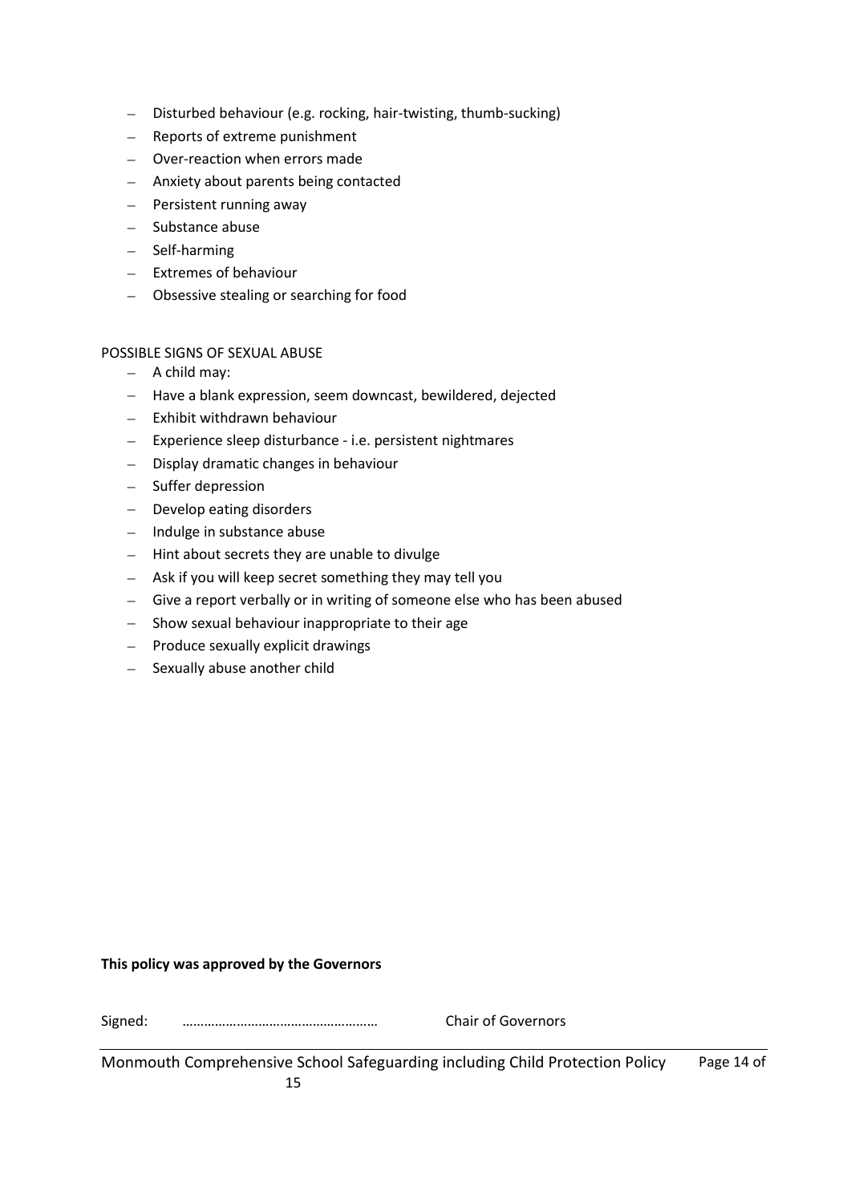- Disturbed behaviour (e.g. rocking, hair-twisting, thumb-sucking)
- Reports of extreme punishment
- Over-reaction when errors made
- Anxiety about parents being contacted
- Persistent running away
- Substance abuse
- Self-harming
- Extremes of behaviour
- Obsessive stealing or searching for food

POSSIBLE SIGNS OF SEXUAL ABUSE

- A child may:
- Have a blank expression, seem downcast, bewildered, dejected
- Exhibit withdrawn behaviour
- Experience sleep disturbance - i.e. persistent nightmares
- Display dramatic changes in behaviour
- Suffer depression
- Develop eating disorders
- Indulge in substance abuse
- Hint about secrets they are unable to divulge
- Ask if you will keep secret something they may tell you
- Give a report verbally or in writing of someone else who has been abused
- Show sexual behaviour inappropriate to their age
- Produce sexually explicit drawings
- Sexually abuse another child

**This policy was approved by the Governors**

Signed: …………………………………………… Chair of Governors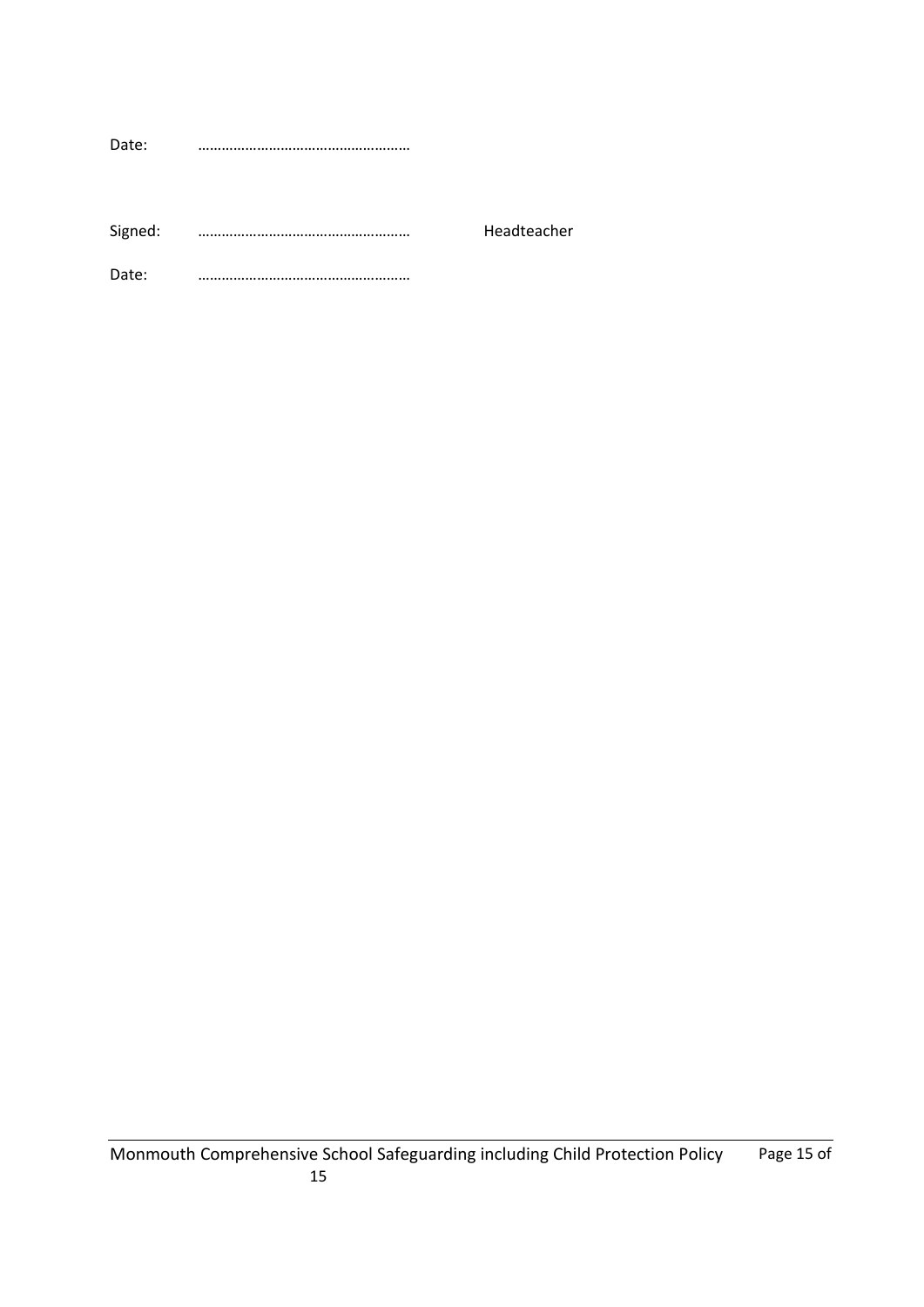Date: ………………………………………………

Signed: ……………………………………………… Headteacher

Date: ………………………………………………